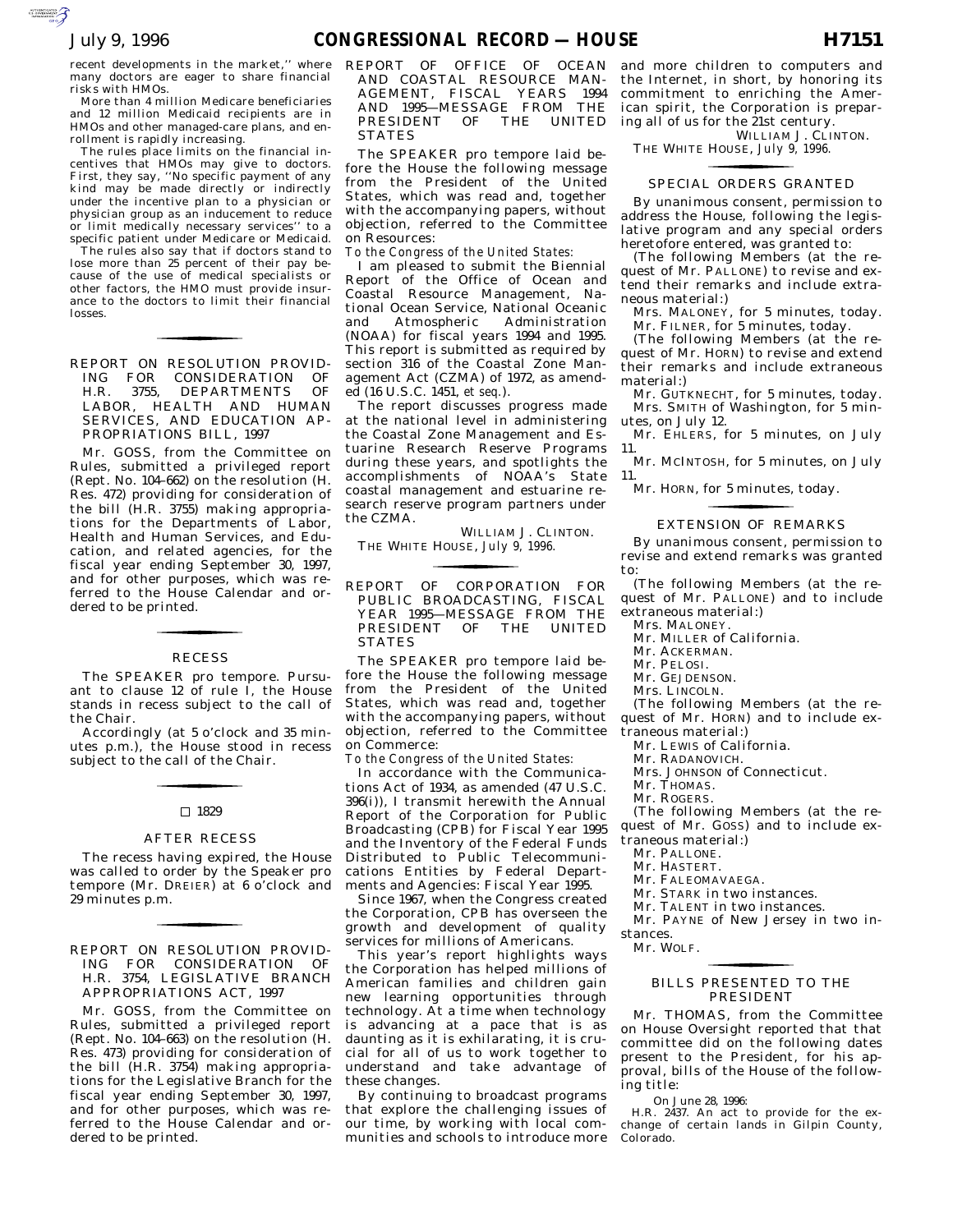recent developments in the market,'' where many doctors are eager to share financial risks with HMOs.

More than 4 million Medicare beneficiaries and 12 million Medicaid recipients are in HMOs and other managed-care plans, and enrollment is rapidly increasing.

The rules place limits on the financial incentives that HMOs may give to doctors. First, they say, ''No specific payment of any kind may be made directly or indirectly under the incentive plan to a physician or physician group as an inducement to reduce or limit medically necessary services'' to a specific patient under Medicare or Medicaid.

The rules also say that if doctors stand to lose more than 25 percent of their pay because of the use of medical specialists or other factors, the HMO must provide insurance to the doctors to limit their financial losses.

## REPORT ON RESOLUTION PROVIDING FOR CONSIDERATION OF H.R. 3755, DEPARTMENTS OF LABOR, HEALTH AND HUMAN SERVICES, AND EDUCATION APPROPRIATIONS BILL, 1997

Mr. GOSS, from the Committee on Rules, submitted a privileged report (Rept. No. 104–662) on the resolution (H. Res. 472) providing for consideration of the bill (H.R. 3755) making appropriations for the Departments of Labor, Health and Human Services, and Education, and related agencies, for the fiscal year ending September 30, 1997, and for other purposes, which was referred to the House Calendar and ordered to be printed.

## RECESS

The SPEAKER pro tempore. Pursuant to clause 12 of rule I, the House stands in recess subject to the call of the Chair.

Accordingly (at 5 o'clock and 35 minutes p.m.), the House stood in recess subject to the call of the Chair.

□ 1829

## AFTER RECESS

The recess having expired, the House was called to order by the Speaker pro tempore (Mr. DREIER) at 6 o'clock and 29 minutes p.m.

## REPORT ON RESOLUTION PROVIDING FOR CONSIDERATION OF H.R. 3754, LEGISLATIVE BRANCH APPROPRIATIONS ACT, 1997

Mr. GOSS, from the Committee on Rules, submitted a privileged report (Rept. No. 104–663) on the resolution (H. Res. 473) providing for consideration of the bill (H.R. 3754) making appropriations for the Legislative Branch for the fiscal year ending September 30, 1997, and for other purposes, which was referred to the House Calendar and ordered to be printed.

## REPORT OF OFFICE OF OCEAN AND COASTAL RESOURCE MANAGEMENT, FISCAL YEARS 1994 AND 1995—MESSAGE FROM THE PRESIDENT OF THE UNITED STATES

The SPEAKER pro tempore laid before the House the following message from the President of the United States, which was read and, together with the accompanying papers, without objection, referred to the Committee on Resources:

*To the Congress of the United States:*

I am pleased to submit the Biennial Report of the Office of Ocean and Coastal Resource Management, National Ocean Service, National Oceanic and Atmospheric Administration (NOAA) for fiscal years 1994 and 1995. This report is submitted as required by section 316 of the Coastal Zone Management Act (CZMA) of 1972, as amended (16 U.S.C. 1451, *et seq.*).

The report discusses progress made at the national level in administering the Coastal Zone Management and Estuarine Research Reserve Programs during these years, and spotlights the accomplishments of NOAA's State coastal management and estuarine research reserve program partners under the CZMA.

WILLIAM J. CLINTON.

THE WHITE HOUSE, *July 9, 1996.*

## REPORT OF CORPORATION FOR PUBLIC BROADCASTING, FISCAL YEAR 1995—MESSAGE FROM THE PRESIDENT OF THE UNITED STATES

The SPEAKER pro tempore laid before the House the following message from the President of the United States, which was read and, together with the accompanying papers, without objection, referred to the Committee on Commerce:

*To the Congress of the United States:*

In accordance with the Communications Act of 1934, as amended (47 U.S.C. 396(i)), I transmit herewith the Annual Report of the Corporation for Public Broadcasting (CPB) for Fiscal Year 1995 and the Inventory of the Federal Funds Distributed to Public Telecommunications Entities by Federal Departments and Agencies: Fiscal Year 1995.

Since 1967, when the Congress created the Corporation, CPB has overseen the growth and development of quality services for millions of Americans.

This year's report highlights ways the Corporation has helped millions of American families and children gain new learning opportunities through technology. At a time when technology is advancing at a pace that is as daunting as it is exhilarating, it is crucial for all of us to work together to understand and take advantage of these changes.

By continuing to broadcast programs that explore the challenging issues of our time, by working with local communities and schools to introduce more and more children to computers and the Internet, in short, by honoring its commitment to enriching the American spirit, the Corporation is preparing all of us for the 21st century.

WILLIAM J. CLINTON.

THE WHITE HOUSE, *July 9, 1996.*

## SPECIAL ORDERS GRANTED

By unanimous consent, permission to address the House, following the legislative program and any special orders heretofore entered, was granted to:

(The following Members (at the request of Mr. PALLONE) to revise and extend their remarks and include extraneous material:)

Mrs. MALONEY, for 5 minutes, today.

Mr. FILNER, for 5 minutes, today.

(The following Members (at the request of Mr. HORN) to revise and extend their remarks and include extraneous material:)

Mr. GUTKNECHT, for 5 minutes, today.

Mrs. SMITH of Washington, for 5 minutes, on July 12.

Mr. EHLERS, for 5 minutes, on July 11.

Mr. MCINTOSH, for 5 minutes, on July 11.

Mr. HORN, for 5 minutes, today.

## EXTENSION OF REMARKS

By unanimous consent, permission to revise and extend remarks was granted to:

(The following Members (at the request of Mr. PALLONE) and to include extraneous material:)

Mrs. MALONEY.

Mr. MILLER of California.

Mr. ACKERMAN.

Mr. PELOSI.

Mr. GEJDENSON.

Mrs. LINCOLN.

(The following Members (at the request of Mr. HORN) and to include extraneous material:)

Mr. LEWIS of California.

Mr. RADANOVICH.

Mrs. JOHNSON of Connecticut.

Mr. THOMAS.

Mr. ROGERS.

(The following Members (at the request of Mr. GOSS) and to include extraneous material:)

Mr. PALLONE.

Mr. HASTERT.

Mr. FALEOMAVAEGA.

Mr. STARK in two instances.

Mr. TALENT in two instances.

Mr. PAYNE of New Jersey in two instances.

Mr. WOLF.

## BILLS PRESENTED TO THE PRESIDENT

Mr. THOMAS, from the Committee on House Oversight reported that that committee did on the following dates present to the President, for his approval, bills of the House of the following title:

On June 28, 1996:

H.R. 2437. An act to provide for the exchange of certain lands in Gilpin County, Colorado.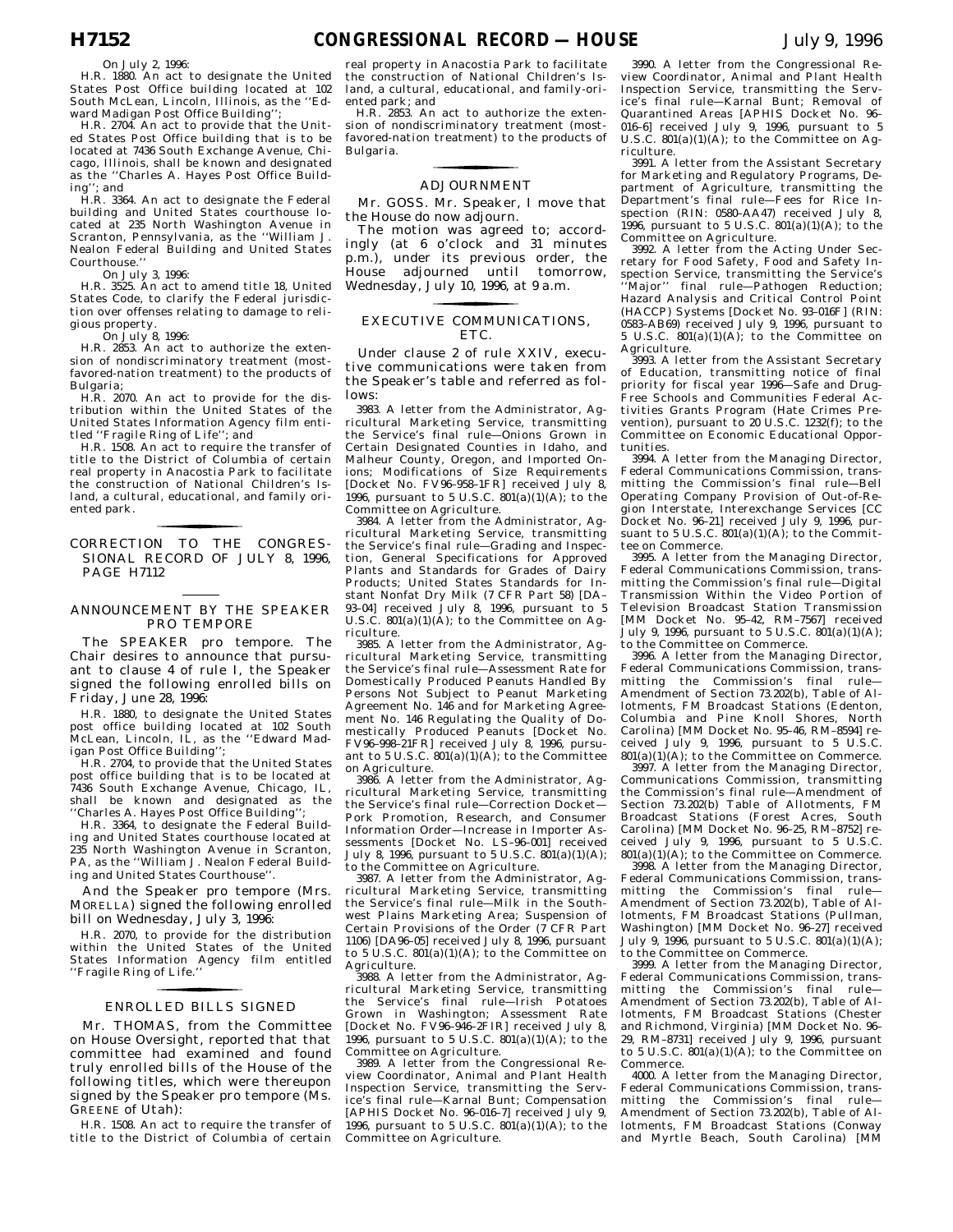On July 2, 1996:

H.R. 1880. An act to designate the United States Post Office building located at 102 South McLean, Lincoln, Illinois, as the ''Edward Madigan Post Office Building'';

H.R. 2704. An act to provide that the United States Post Office building that is to be located at 7436 South Exchange Avenue, Chicago, Illinois, shall be known and designated as the ''Charles A. Hayes Post Office Building''; and

H.R. 3364. An act to designate the Federal building and United States courthouse located at 235 North Washington Avenue in Scranton, Pennsylvania, as the ''William J. Nealon Federal Building and United States Courthouse.''

On July 3, 1996:

H.R. 3525. An act to amend title 18, United States Code, to clarify the Federal jurisdiction over offenses relating to damage to religious property.

On July 8, 1996:

H.R. 2853. An act to authorize the extension of nondiscriminatory treatment (most-favored-nation treatment) to the products of Bulgaria;

H.R. 2070. An act to provide for the distribution within the United States of the United States Information Agency film entitled ''Fragile Ring of Life''; and

H.R. 1508. An act to require the transfer of title to the District of Columbia of certain real property in Anacostia Park to facilitate the construction of National Children's Island, a cultural, educational, and family oriented park.

## CORRECTION TO THE CONGRESSIONAL RECORD OF JULY 8, 1996, PAGE H7112

## ANNOUNCEMENT BY THE SPEAKER PRO TEMPORE

The SPEAKER pro tempore. The Chair desires to announce that pursuant to clause 4 of rule I, the Speaker signed the following enrolled bills on Friday, June 28, 1996:

H.R. 1880, to designate the United States post office building located at 102 South McLean, Lincoln, IL, as the ''Edward Madigan Post Office Building'';

H.R. 2704, to provide that the United States post office building that is to be located at 7436 South Exchange Avenue, Chicago, IL, shall be known and designated as the ''Charles A. Hayes Post Office Building'';

H.R. 3364, to designate the Federal Building and United States courthouse located at 235 North Washington Avenue in Scranton, PA, as the ''William J. Nealon Federal Building and United States Courthouse''.

And the Speaker pro tempore (Mrs. MORELLA) signed the following enrolled bill on Wednesday, July 3, 1996:

H.R. 2070, to provide for the distribution within the United States of the United States Information Agency film entitled ''Fragile Ring of Life.''

## ENROLLED BILLS SIGNED

Mr. THOMAS, from the Committee on House Oversight, reported that that committee had examined and found truly enrolled bills of the House of the following titles, which were thereupon signed by the Speaker pro tempore (Ms. GREENE of Utah):

H.R. 1508. An act to require the transfer of title to the District of Columbia of certain real property in Anacostia Park to facilitate the construction of National Children's Island, a cultural, educational, and family-oriented park; and

H.R. 2853. An act to authorize the extension of nondiscriminatory treatment (most-favored-nation treatment) to the products of Bulgaria.

## ADJOURNMENT

Mr. GOSS. Mr. Speaker, I move that the House do now adjourn.

The motion was agreed to; accordingly (at 6 o'clock and 31 minutes p.m.), under its previous order, the House adjourned until tomorrow, Wednesday, July 10, 1996, at 9 a.m.

## EXECUTIVE COMMUNICATIONS, ETC.

Under clause 2 of rule XXIV, executive communications were taken from the Speaker's table and referred as follows:

3983. A letter from the Administrator, Agricultural Marketing Service, transmitting the Service's final rule—Onions Grown in Certain Designated Counties in Idaho, and Malheur County, Oregon, and Imported Onions; Modifications of Size Requirements [Docket No. FV96–958–1FR] received July 8, 1996, pursuant to 5 U.S.C. 801(a)(1)(A); to the Committee on Agriculture.

3984. A letter from the Administrator, Agricultural Marketing Service, transmitting the Service's final rule—Grading and Inspection, General Specifications for Approved Plants and Standards for Grades of Dairy Products; United States Standards for Instant Nonfat Dry Milk (7 CFR Part 58) [DA–93–04] received July 8, 1996, pursuant to 5 U.S.C. 801(a)(1)(A); to the Committee on Agriculture.

3985. A letter from the Administrator, Agricultural Marketing Service, transmitting the Service's final rule—Assessment Rate for Domestically Produced Peanuts Handled By Persons Not Subject to Peanut Marketing Agreement No. 146 and for Marketing Agreement No. 146 Regulating the Quality of Domestically Produced Peanuts [Docket No. FV96–998–21FR] received July 8, 1996, pursuant to 5 U.S.C. 801(a)(1)(A); to the Committee on Agriculture.

3986. A letter from the Administrator, Agricultural Marketing Service, transmitting the Service's final rule—Correction Docket—Pork Promotion, Research, and Consumer Information Order—Increase in Importer Assessments [Docket No. LS–96–001] received July 8, 1996, pursuant to 5 U.S.C. 801(a)(1)(A); to the Committee on Agriculture.

3987. A letter from the Administrator, Agricultural Marketing Service, transmitting the Service's final rule—Milk in the Southwest Plains Marketing Area; Suspension of Certain Provisions of the Order (7 CFR Part 1106) [DA96–05] received July 8, 1996, pursuant to 5 U.S.C. 801(a)(1)(A); to the Committee on Agriculture.

3988. A letter from the Administrator, Agricultural Marketing Service, transmitting the Service's final rule—Irish Potatoes Grown in Washington; Assessment Rate [Docket No. FV96–946–2FIR] received July 8, 1996, pursuant to 5 U.S.C. 801(a)(1)(A); to the Committee on Agriculture.

3989. A letter from the Congressional Review Coordinator, Animal and Plant Health Inspection Service, transmitting the Service's final rule—Karnal Bunt; Compensation [APHIS Docket No. 96–016–7] received July 9, 1996, pursuant to 5 U.S.C. 801(a)(1)(A); to the Committee on Agriculture.

3990. A letter from the Congressional Review Coordinator, Animal and Plant Health Inspection Service, transmitting the Service's final rule—Karnal Bunt; Removal of Quarantined Areas [APHIS Docket No. 96–016–6] received July 9, 1996, pursuant to 5 U.S.C. 801(a)(1)(A); to the Committee on Agriculture.

3991. A letter from the Assistant Secretary for Marketing and Regulatory Programs, Department of Agriculture, transmitting the Department's final rule—Fees for Rice Inspection (RIN: 0580–AA47) received July 8, 1996, pursuant to 5 U.S.C. 801(a)(1)(A); to the Committee on Agriculture.

3992. A letter from the Acting Under Secretary for Food Safety, Food and Safety Inspection Service, transmitting the Service's ''Major'' final rule—Pathogen Reduction; Hazard Analysis and Critical Control Point (HACCP) Systems [Docket No. 93–016F] (RIN: 0583–AB69) received July 9, 1996, pursuant to 5 U.S.C. 801(a)(1)(A); to the Committee on Agriculture.

3993. A letter from the Assistant Secretary of Education, transmitting notice of final priority for fiscal year 1996—Safe and Drug-Free Schools and Communities Federal Activities Grants Program (Hate Crimes Prevention), pursuant to 20 U.S.C. 1232(f); to the Committee on Economic Educational Opportunities.

3994. A letter from the Managing Director, Federal Communications Commission, transmitting the Commission's final rule—Bell Operating Company Provision of Out-of-Region Interstate, Interexchange Services [CC Docket No. 96–21] received July 9, 1996, pursuant to 5 U.S.C. 801(a)(1)(A); to the Committee on Commerce.

3995. A letter from the Managing Director, Federal Communications Commission, transmitting the Commission's final rule—Digital Transmission Within the Video Portion of Television Broadcast Station Transmission [MM Docket No. 95–42, RM–7567] received July 9, 1996, pursuant to 5 U.S.C. 801(a)(1)(A); to the Committee on Commerce.

3996. A letter from the Managing Director, Federal Communications Commission, transmitting the Commission's final rule—Amendment of Section 73.202(b), Table of Allotments, FM Broadcast Stations (Edenton, Columbia and Pine Knoll Shores, North Carolina) [MM Docket No. 95–46, RM–8594] received July 9, 1996, pursuant to 5 U.S.C. 801(a)(1)(A); to the Committee on Commerce.

3997. A letter from the Managing Director, Communications Commission, transmitting the Commission's final rule—Amendment of Section 73.202(b) Table of Allotments, FM Broadcast Stations (Forest Acres, South Carolina) [MM Docket No. 96–25, RM–8752] received July 9, 1996, pursuant to 5 U.S.C. 801(a)(1)(A); to the Committee on Commerce.

3998. A letter from the Managing Director, Federal Communications Commission, transmitting the Commission's final rule—Amendment of Section 73.202(b), Table of Allotments, FM Broadcast Stations (Pullman, Washington) [MM Docket No. 96–27] received July 9, 1996, pursuant to 5 U.S.C. 801(a)(1)(A); to the Committee on Commerce.

3999. A letter from the Managing Director, Federal Communications Commission, transmitting the Commission's final rule—Amendment of Section 73.202(b), Table of Allotments, FM Broadcast Stations (Chester and Richmond, Virginia) [MM Docket No. 96–29, RM–8731] received July 9, 1996, pursuant to 5 U.S.C. 801(a)(1)(A); to the Committee on Commerce.

4000. A letter from the Managing Director, Federal Communications Commission, transmitting the Commission's final rule—Amendment of Section 73.202(b), Table of Allotments, FM Broadcast Stations (Conway and Myrtle Beach, South Carolina) [MM